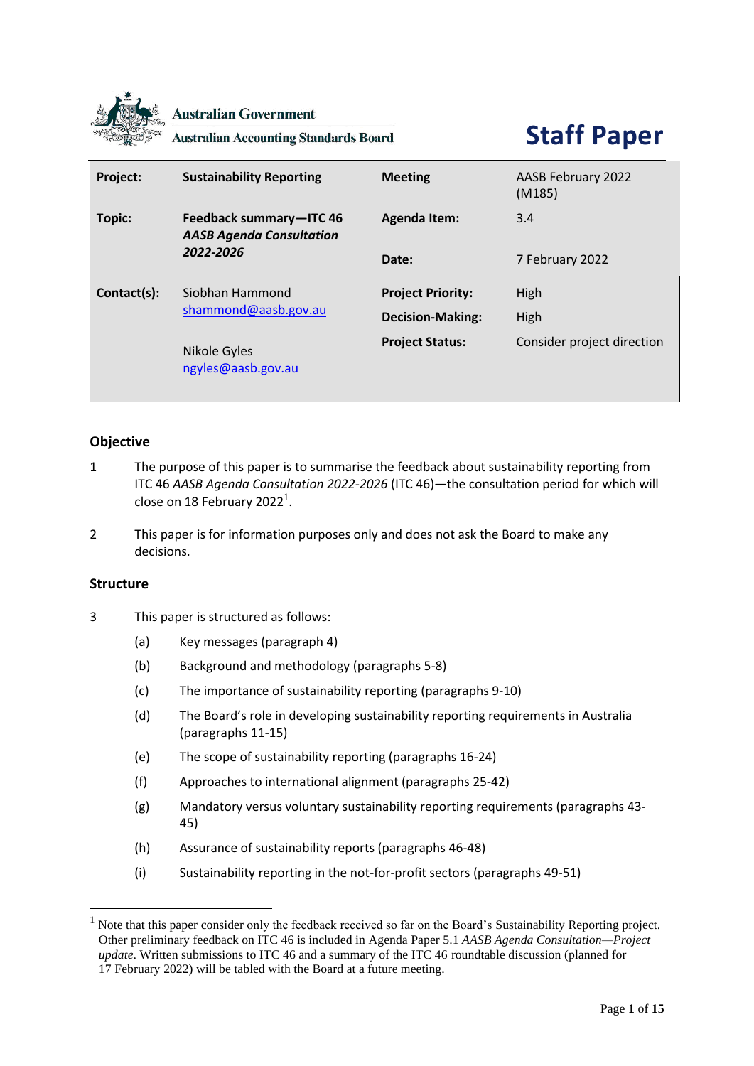Australian Government

Australian Accounting Standards Board

# Staff Paper

| Project: | Sustainability Reporting | Meeting | AASB February 2022 (M185) |
|---|---|---|---|
| Topic: | Feedback summary—ITC 46 *AASB Agenda Consultation 2022-2026* | Agenda Item: | 3.4 |
| | | Date: | 7 February 2022 |
| Contact(s): | Siobhan Hammond shammond@aasb.gov.au | Project Priority: | High |
| | | Decision-Making: | High |
| | Nikole Gyles ngyles@aasb.gov.au | Project Status: | Consider project direction |

## Objective

1. The purpose of this paper is to summarise the feedback about sustainability reporting from ITC 46 *AASB Agenda Consultation 2022-2026* (ITC 46)—the consultation period for which will close on 18 February 2022[1].

2. This paper is for information purposes only and does not ask the Board to make any decisions.

## Structure

3. This paper is structured as follows:
   - (a) Key messages (paragraph 4)
   - (b) Background and methodology (paragraphs 5-8)
   - (c) The importance of sustainability reporting (paragraphs 9-10)
   - (d) The Board's role in developing sustainability reporting requirements in Australia (paragraphs 11-15)
   - (e) The scope of sustainability reporting (paragraphs 16-24)
   - (f) Approaches to international alignment (paragraphs 25-42)
   - (g) Mandatory versus voluntary sustainability reporting requirements (paragraphs 43-45)
   - (h) Assurance of sustainability reports (paragraphs 46-48)
   - (i) Sustainability reporting in the not-for-profit sectors (paragraphs 49-51)

[1] Note that this paper consider only the feedback received so far on the Board's Sustainability Reporting project. Other preliminary feedback on ITC 46 is included in Agenda Paper 5.1 *AASB Agenda Consultation—Project update*. Written submissions to ITC 46 and a summary of the ITC 46 roundtable discussion (planned for 17 February 2022) will be tabled with the Board at a future meeting.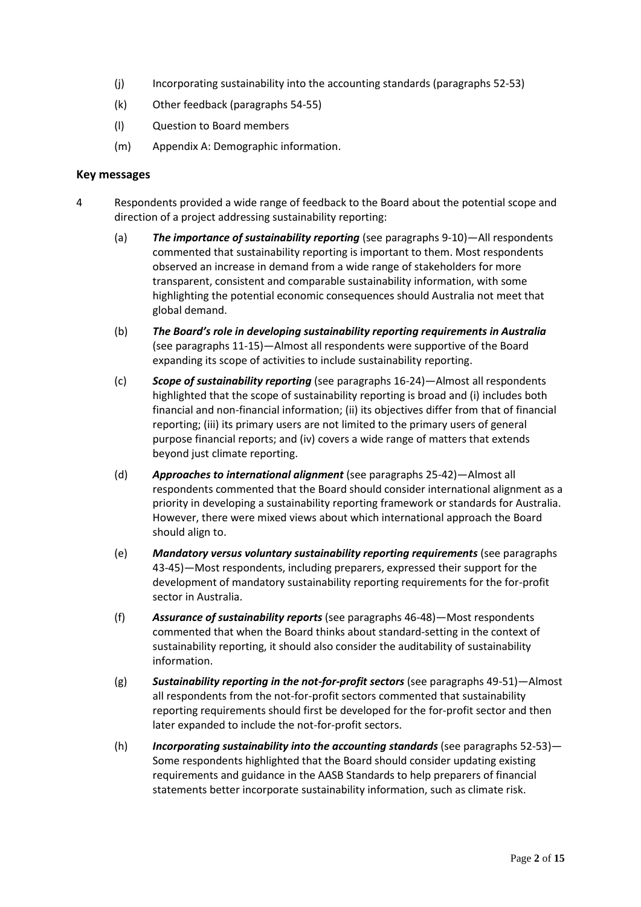(j) Incorporating sustainability into the accounting standards (paragraphs 52-53)

(k) Other feedback (paragraphs 54-55)

(l) Question to Board members

(m) Appendix A: Demographic information.

## Key messages

4 Respondents provided a wide range of feedback to the Board about the potential scope and direction of a project addressing sustainability reporting:

(a) ***The importance of sustainability reporting*** (see paragraphs 9-10)—All respondents commented that sustainability reporting is important to them. Most respondents observed an increase in demand from a wide range of stakeholders for more transparent, consistent and comparable sustainability information, with some highlighting the potential economic consequences should Australia not meet that global demand.

(b) ***The Board's role in developing sustainability reporting requirements in Australia*** (see paragraphs 11-15)—Almost all respondents were supportive of the Board expanding its scope of activities to include sustainability reporting.

(c) ***Scope of sustainability reporting*** (see paragraphs 16-24)—Almost all respondents highlighted that the scope of sustainability reporting is broad and (i) includes both financial and non-financial information; (ii) its objectives differ from that of financial reporting; (iii) its primary users are not limited to the primary users of general purpose financial reports; and (iv) covers a wide range of matters that extends beyond just climate reporting.

(d) ***Approaches to international alignment*** (see paragraphs 25-42)—Almost all respondents commented that the Board should consider international alignment as a priority in developing a sustainability reporting framework or standards for Australia. However, there were mixed views about which international approach the Board should align to.

(e) ***Mandatory versus voluntary sustainability reporting requirements*** (see paragraphs 43-45)—Most respondents, including preparers, expressed their support for the development of mandatory sustainability reporting requirements for the for-profit sector in Australia.

(f) ***Assurance of sustainability reports*** (see paragraphs 46-48)—Most respondents commented that when the Board thinks about standard-setting in the context of sustainability reporting, it should also consider the auditability of sustainability information.

(g) ***Sustainability reporting in the not-for-profit sectors*** (see paragraphs 49-51)—Almost all respondents from the not-for-profit sectors commented that sustainability reporting requirements should first be developed for the for-profit sector and then later expanded to include the not-for-profit sectors.

(h) ***Incorporating sustainability into the accounting standards*** (see paragraphs 52-53)—Some respondents highlighted that the Board should consider updating existing requirements and guidance in the AASB Standards to help preparers of financial statements better incorporate sustainability information, such as climate risk.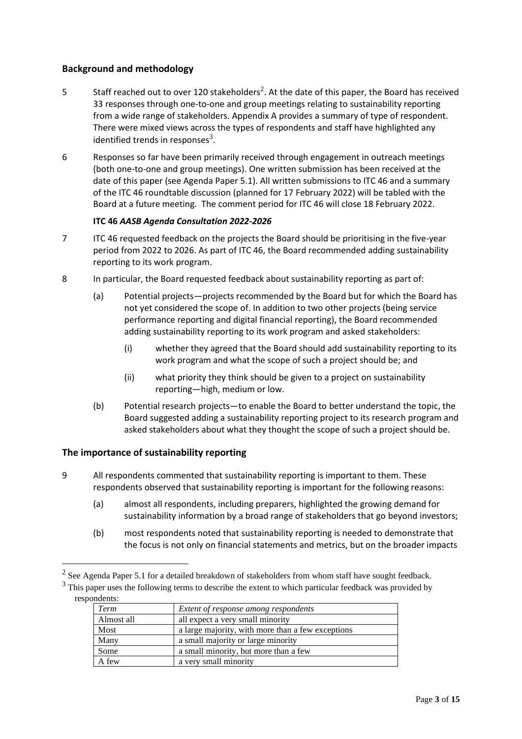## Background and methodology

5 Staff reached out to over 120 stakeholders[2]. At the date of this paper, the Board has received 33 responses through one-to-one and group meetings relating to sustainability reporting from a wide range of stakeholders. Appendix A provides a summary of type of respondent. There were mixed views across the types of respondents and staff have highlighted any identified trends in responses[3].

6 Responses so far have been primarily received through engagement in outreach meetings (both one-to-one and group meetings). One written submission has been received at the date of this paper (see Agenda Paper 5.1). All written submissions to ITC 46 and a summary of the ITC 46 roundtable discussion (planned for 17 February 2022) will be tabled with the Board at a future meeting. The comment period for ITC 46 will close 18 February 2022.

### ITC 46 *AASB Agenda Consultation 2022-2026*

7 ITC 46 requested feedback on the projects the Board should be prioritising in the five-year period from 2022 to 2026. As part of ITC 46, the Board recommended adding sustainability reporting to its work program.

8 In particular, the Board requested feedback about sustainability reporting as part of:

(a) Potential projects—projects recommended by the Board but for which the Board has not yet considered the scope of. In addition to two other projects (being service performance reporting and digital financial reporting), the Board recommended adding sustainability reporting to its work program and asked stakeholders:

(i) whether they agreed that the Board should add sustainability reporting to its work program and what the scope of such a project should be; and

(ii) what priority they think should be given to a project on sustainability reporting—high, medium or low.

(b) Potential research projects—to enable the Board to better understand the topic, the Board suggested adding a sustainability reporting project to its research program and asked stakeholders about what they thought the scope of such a project should be.

## The importance of sustainability reporting

9 All respondents commented that sustainability reporting is important to them. These respondents observed that sustainability reporting is important for the following reasons:

(a) almost all respondents, including preparers, highlighted the growing demand for sustainability information by a broad range of stakeholders that go beyond investors;

(b) most respondents noted that sustainability reporting is needed to demonstrate that the focus is not only on financial statements and metrics, but on the broader impacts

---

[2] See Agenda Paper 5.1 for a detailed breakdown of stakeholders from whom staff have sought feedback.

[3] This paper uses the following terms to describe the extent to which particular feedback was provided by respondents:

| *Term* | *Extent of response among respondents* |
|---|---|
| Almost all | all expect a very small minority |
| Most | a large majority, with more than a few exceptions |
| Many | a small majority or large minority |
| Some | a small minority, but more than a few |
| A few | a very small minority |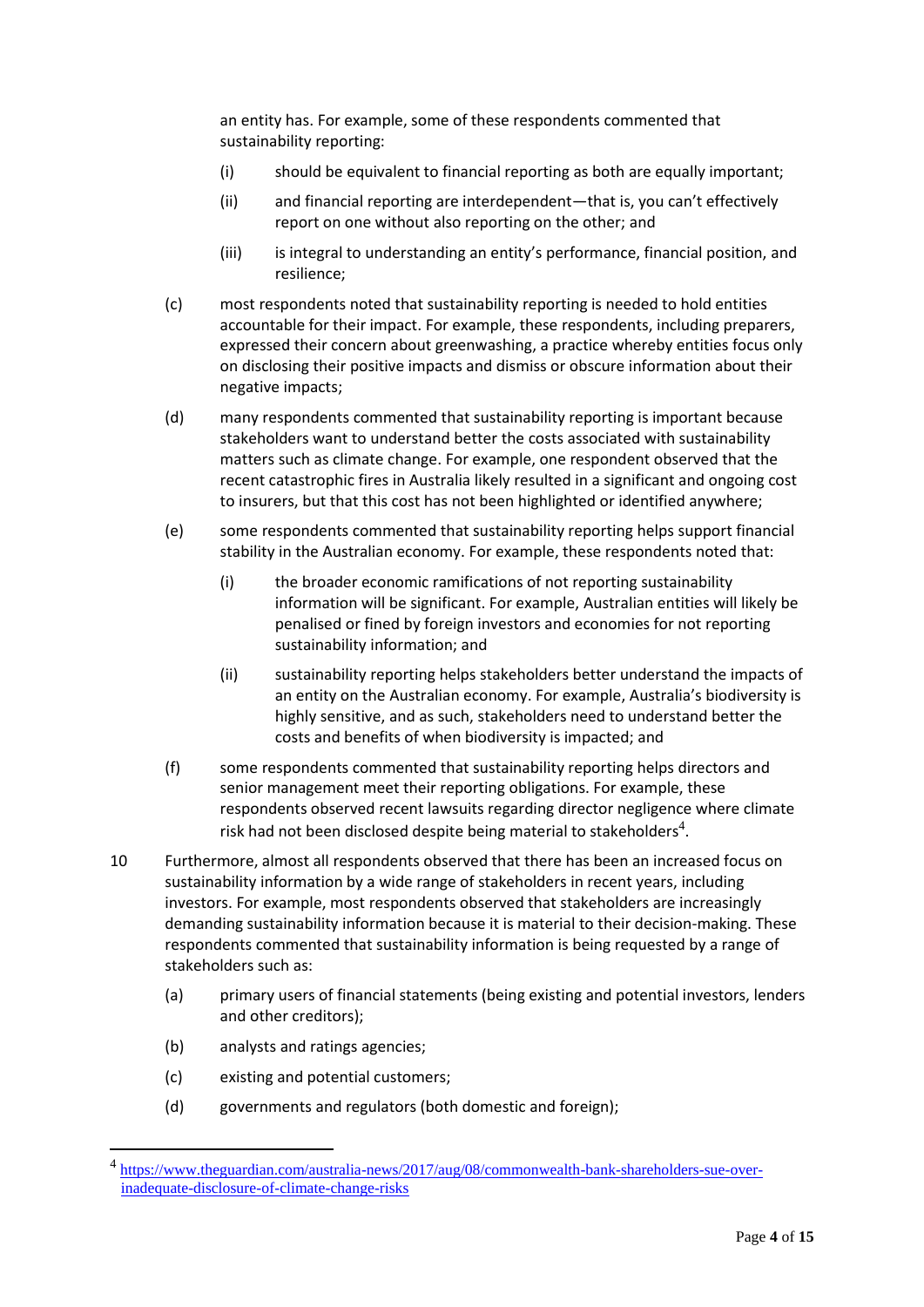an entity has. For example, some of these respondents commented that sustainability reporting:

(i) should be equivalent to financial reporting as both are equally important;

(ii) and financial reporting are interdependent—that is, you can't effectively report on one without also reporting on the other; and

(iii) is integral to understanding an entity's performance, financial position, and resilience;

(c) most respondents noted that sustainability reporting is needed to hold entities accountable for their impact. For example, these respondents, including preparers, expressed their concern about greenwashing, a practice whereby entities focus only on disclosing their positive impacts and dismiss or obscure information about their negative impacts;

(d) many respondents commented that sustainability reporting is important because stakeholders want to understand better the costs associated with sustainability matters such as climate change. For example, one respondent observed that the recent catastrophic fires in Australia likely resulted in a significant and ongoing cost to insurers, but that this cost has not been highlighted or identified anywhere;

(e) some respondents commented that sustainability reporting helps support financial stability in the Australian economy. For example, these respondents noted that:

(i) the broader economic ramifications of not reporting sustainability information will be significant. For example, Australian entities will likely be penalised or fined by foreign investors and economies for not reporting sustainability information; and

(ii) sustainability reporting helps stakeholders better understand the impacts of an entity on the Australian economy. For example, Australia's biodiversity is highly sensitive, and as such, stakeholders need to understand better the costs and benefits of when biodiversity is impacted; and

(f) some respondents commented that sustainability reporting helps directors and senior management meet their reporting obligations. For example, these respondents observed recent lawsuits regarding director negligence where climate risk had not been disclosed despite being material to stakeholders[4].

10 Furthermore, almost all respondents observed that there has been an increased focus on sustainability information by a wide range of stakeholders in recent years, including investors. For example, most respondents observed that stakeholders are increasingly demanding sustainability information because it is material to their decision-making. These respondents commented that sustainability information is being requested by a range of stakeholders such as:

(a) primary users of financial statements (being existing and potential investors, lenders and other creditors);

(b) analysts and ratings agencies;

(c) existing and potential customers;

(d) governments and regulators (both domestic and foreign);

---

[4] https://www.theguardian.com/australia-news/2017/aug/08/commonwealth-bank-shareholders-sue-over-inadequate-disclosure-of-climate-change-risks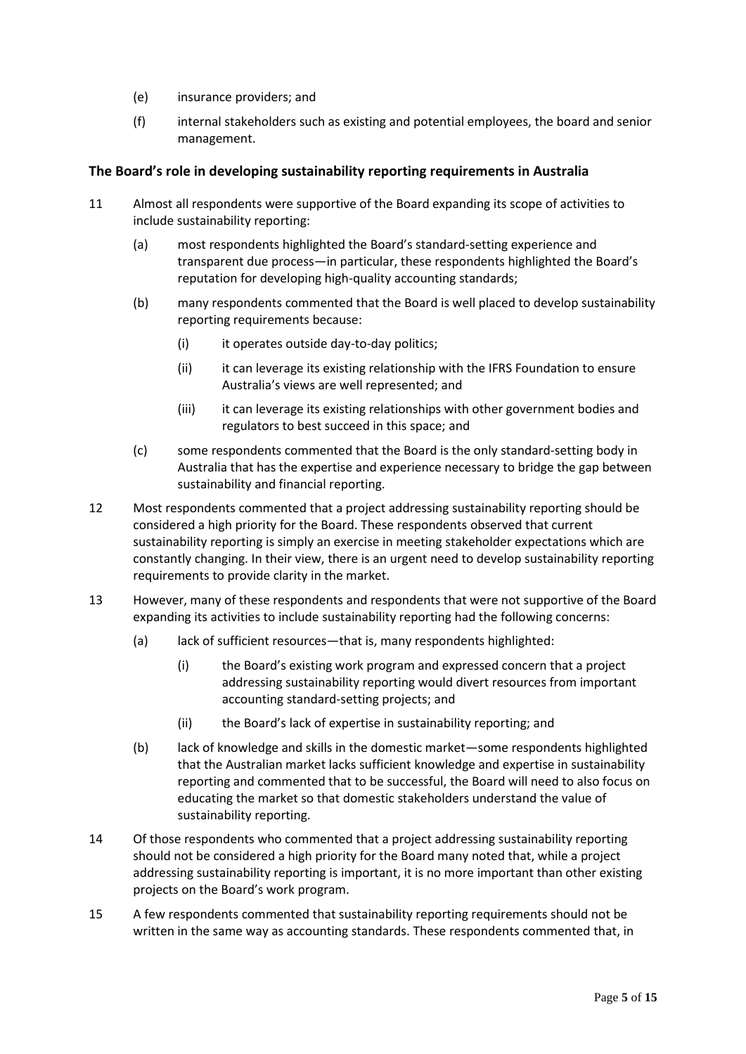(e) insurance providers; and

(f) internal stakeholders such as existing and potential employees, the board and senior management.

### The Board's role in developing sustainability reporting requirements in Australia

11 Almost all respondents were supportive of the Board expanding its scope of activities to include sustainability reporting:

- (a) most respondents highlighted the Board's standard-setting experience and transparent due process—in particular, these respondents highlighted the Board's reputation for developing high-quality accounting standards;
- (b) many respondents commented that the Board is well placed to develop sustainability reporting requirements because:
  - (i) it operates outside day-to-day politics;
  - (ii) it can leverage its existing relationship with the IFRS Foundation to ensure Australia's views are well represented; and
  - (iii) it can leverage its existing relationships with other government bodies and regulators to best succeed in this space; and
- (c) some respondents commented that the Board is the only standard-setting body in Australia that has the expertise and experience necessary to bridge the gap between sustainability and financial reporting.

12 Most respondents commented that a project addressing sustainability reporting should be considered a high priority for the Board. These respondents observed that current sustainability reporting is simply an exercise in meeting stakeholder expectations which are constantly changing. In their view, there is an urgent need to develop sustainability reporting requirements to provide clarity in the market.

13 However, many of these respondents and respondents that were not supportive of the Board expanding its activities to include sustainability reporting had the following concerns:

- (a) lack of sufficient resources—that is, many respondents highlighted:
  - (i) the Board's existing work program and expressed concern that a project addressing sustainability reporting would divert resources from important accounting standard-setting projects; and
  - (ii) the Board's lack of expertise in sustainability reporting; and
- (b) lack of knowledge and skills in the domestic market—some respondents highlighted that the Australian market lacks sufficient knowledge and expertise in sustainability reporting and commented that to be successful, the Board will need to also focus on educating the market so that domestic stakeholders understand the value of sustainability reporting.

14 Of those respondents who commented that a project addressing sustainability reporting should not be considered a high priority for the Board many noted that, while a project addressing sustainability reporting is important, it is no more important than other existing projects on the Board's work program.

15 A few respondents commented that sustainability reporting requirements should not be written in the same way as accounting standards. These respondents commented that, in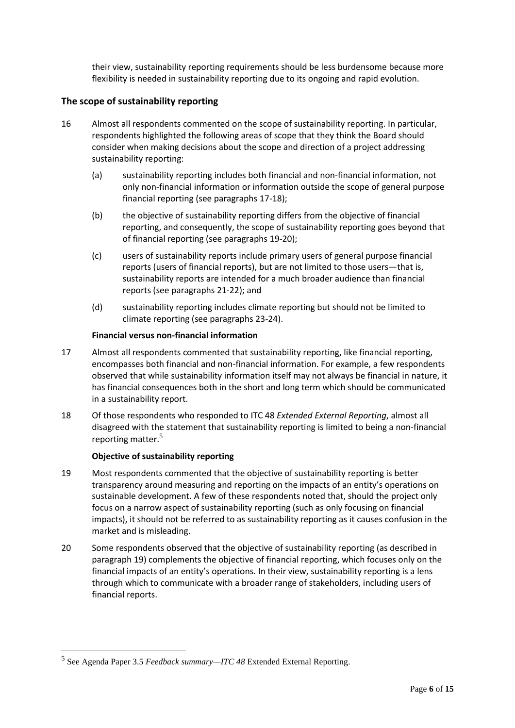their view, sustainability reporting requirements should be less burdensome because more flexibility is needed in sustainability reporting due to its ongoing and rapid evolution.

## The scope of sustainability reporting

16 Almost all respondents commented on the scope of sustainability reporting. In particular, respondents highlighted the following areas of scope that they think the Board should consider when making decisions about the scope and direction of a project addressing sustainability reporting:

(a) sustainability reporting includes both financial and non-financial information, not only non-financial information or information outside the scope of general purpose financial reporting (see paragraphs 17-18);

(b) the objective of sustainability reporting differs from the objective of financial reporting, and consequently, the scope of sustainability reporting goes beyond that of financial reporting (see paragraphs 19-20);

(c) users of sustainability reports include primary users of general purpose financial reports (users of financial reports), but are not limited to those users—that is, sustainability reports are intended for a much broader audience than financial reports (see paragraphs 21-22); and

(d) sustainability reporting includes climate reporting but should not be limited to climate reporting (see paragraphs 23-24).

### Financial versus non-financial information

17 Almost all respondents commented that sustainability reporting, like financial reporting, encompasses both financial and non-financial information. For example, a few respondents observed that while sustainability information itself may not always be financial in nature, it has financial consequences both in the short and long term which should be communicated in a sustainability report.

18 Of those respondents who responded to ITC 48 *Extended External Reporting*, almost all disagreed with the statement that sustainability reporting is limited to being a non-financial reporting matter.[5]

### Objective of sustainability reporting

19 Most respondents commented that the objective of sustainability reporting is better transparency around measuring and reporting on the impacts of an entity's operations on sustainable development. A few of these respondents noted that, should the project only focus on a narrow aspect of sustainability reporting (such as only focusing on financial impacts), it should not be referred to as sustainability reporting as it causes confusion in the market and is misleading.

20 Some respondents observed that the objective of sustainability reporting (as described in paragraph 19) complements the objective of financial reporting, which focuses only on the financial impacts of an entity's operations. In their view, sustainability reporting is a lens through which to communicate with a broader range of stakeholders, including users of financial reports.

---

[5] See Agenda Paper 3.5 *Feedback summary—ITC 48* Extended External Reporting.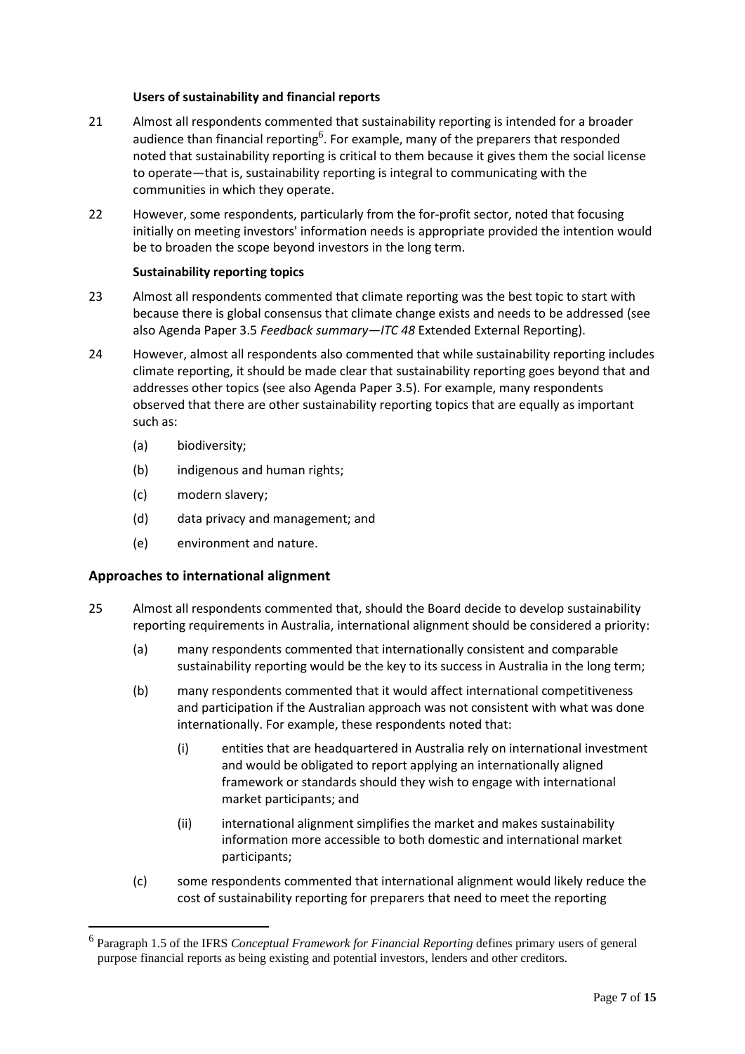**Users of sustainability and financial reports**

21 Almost all respondents commented that sustainability reporting is intended for a broader audience than financial reporting[6]. For example, many of the preparers that responded noted that sustainability reporting is critical to them because it gives them the social license to operate—that is, sustainability reporting is integral to communicating with the communities in which they operate.

22 However, some respondents, particularly from the for-profit sector, noted that focusing initially on meeting investors' information needs is appropriate provided the intention would be to broaden the scope beyond investors in the long term.

**Sustainability reporting topics**

23 Almost all respondents commented that climate reporting was the best topic to start with because there is global consensus that climate change exists and needs to be addressed (see also Agenda Paper 3.5 *Feedback summary—ITC 48* Extended External Reporting).

24 However, almost all respondents also commented that while sustainability reporting includes climate reporting, it should be made clear that sustainability reporting goes beyond that and addresses other topics (see also Agenda Paper 3.5). For example, many respondents observed that there are other sustainability reporting topics that are equally as important such as:

- (a) biodiversity;
- (b) indigenous and human rights;
- (c) modern slavery;
- (d) data privacy and management; and
- (e) environment and nature.

## Approaches to international alignment

25 Almost all respondents commented that, should the Board decide to develop sustainability reporting requirements in Australia, international alignment should be considered a priority:

- (a) many respondents commented that internationally consistent and comparable sustainability reporting would be the key to its success in Australia in the long term;
- (b) many respondents commented that it would affect international competitiveness and participation if the Australian approach was not consistent with what was done internationally. For example, these respondents noted that:
  - (i) entities that are headquartered in Australia rely on international investment and would be obligated to report applying an internationally aligned framework or standards should they wish to engage with international market participants; and
  - (ii) international alignment simplifies the market and makes sustainability information more accessible to both domestic and international market participants;
- (c) some respondents commented that international alignment would likely reduce the cost of sustainability reporting for preparers that need to meet the reporting

[6] Paragraph 1.5 of the IFRS *Conceptual Framework for Financial Reporting* defines primary users of general purpose financial reports as being existing and potential investors, lenders and other creditors.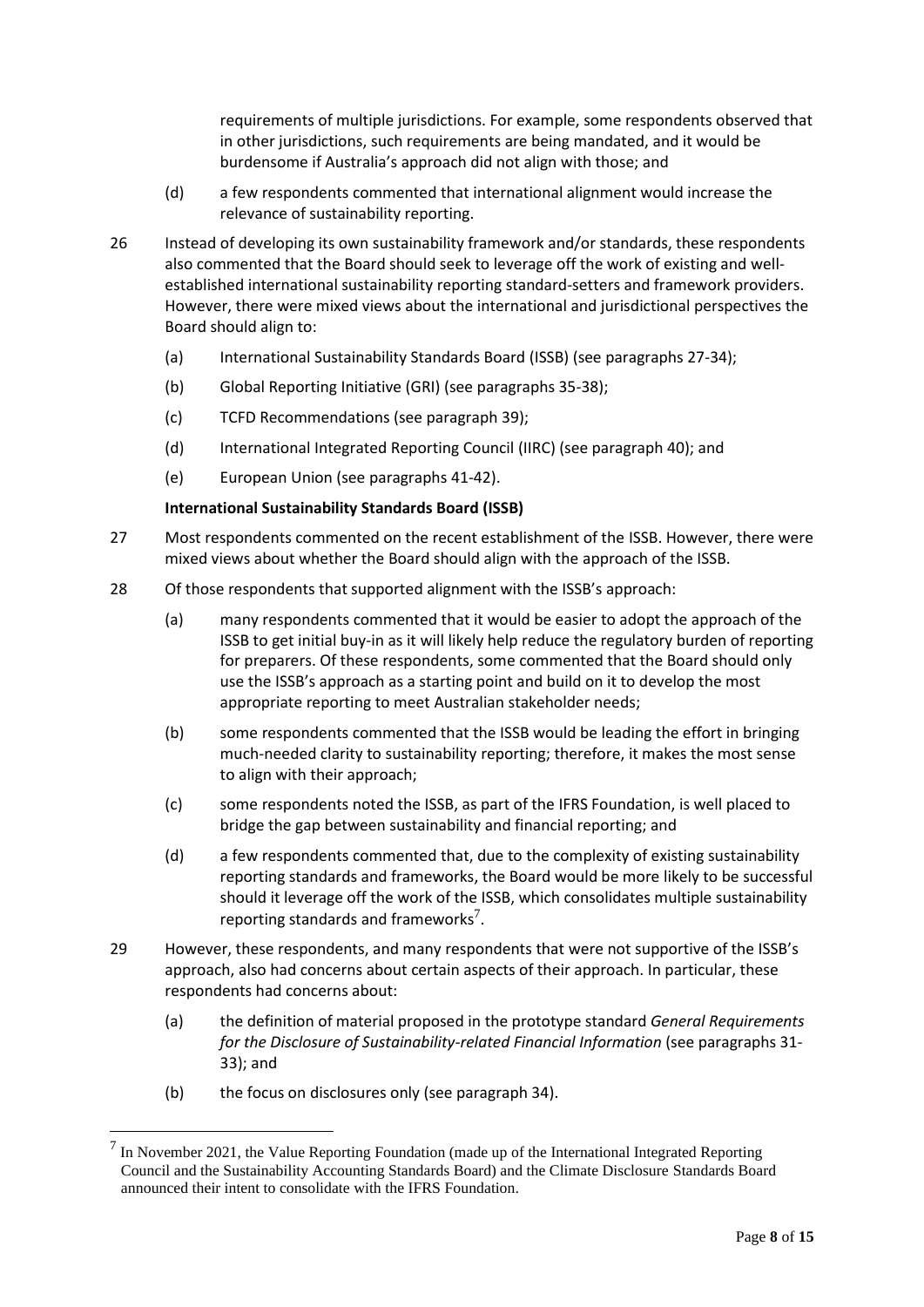requirements of multiple jurisdictions. For example, some respondents observed that in other jurisdictions, such requirements are being mandated, and it would be burdensome if Australia's approach did not align with those; and

(d) a few respondents commented that international alignment would increase the relevance of sustainability reporting.

26 Instead of developing its own sustainability framework and/or standards, these respondents also commented that the Board should seek to leverage off the work of existing and well-established international sustainability reporting standard-setters and framework providers. However, there were mixed views about the international and jurisdictional perspectives the Board should align to:

(a) International Sustainability Standards Board (ISSB) (see paragraphs 27-34);

(b) Global Reporting Initiative (GRI) (see paragraphs 35-38);

(c) TCFD Recommendations (see paragraph 39);

(d) International Integrated Reporting Council (IIRC) (see paragraph 40); and

(e) European Union (see paragraphs 41-42).

**International Sustainability Standards Board (ISSB)**

27 Most respondents commented on the recent establishment of the ISSB. However, there were mixed views about whether the Board should align with the approach of the ISSB.

28 Of those respondents that supported alignment with the ISSB's approach:

(a) many respondents commented that it would be easier to adopt the approach of the ISSB to get initial buy-in as it will likely help reduce the regulatory burden of reporting for preparers. Of these respondents, some commented that the Board should only use the ISSB's approach as a starting point and build on it to develop the most appropriate reporting to meet Australian stakeholder needs;

(b) some respondents commented that the ISSB would be leading the effort in bringing much-needed clarity to sustainability reporting; therefore, it makes the most sense to align with their approach;

(c) some respondents noted the ISSB, as part of the IFRS Foundation, is well placed to bridge the gap between sustainability and financial reporting; and

(d) a few respondents commented that, due to the complexity of existing sustainability reporting standards and frameworks, the Board would be more likely to be successful should it leverage off the work of the ISSB, which consolidates multiple sustainability reporting standards and frameworks[7].

29 However, these respondents, and many respondents that were not supportive of the ISSB's approach, also had concerns about certain aspects of their approach. In particular, these respondents had concerns about:

(a) the definition of material proposed in the prototype standard *General Requirements for the Disclosure of Sustainability-related Financial Information* (see paragraphs 31-33); and

(b) the focus on disclosures only (see paragraph 34).

[7] In November 2021, the Value Reporting Foundation (made up of the International Integrated Reporting Council and the Sustainability Accounting Standards Board) and the Climate Disclosure Standards Board announced their intent to consolidate with the IFRS Foundation.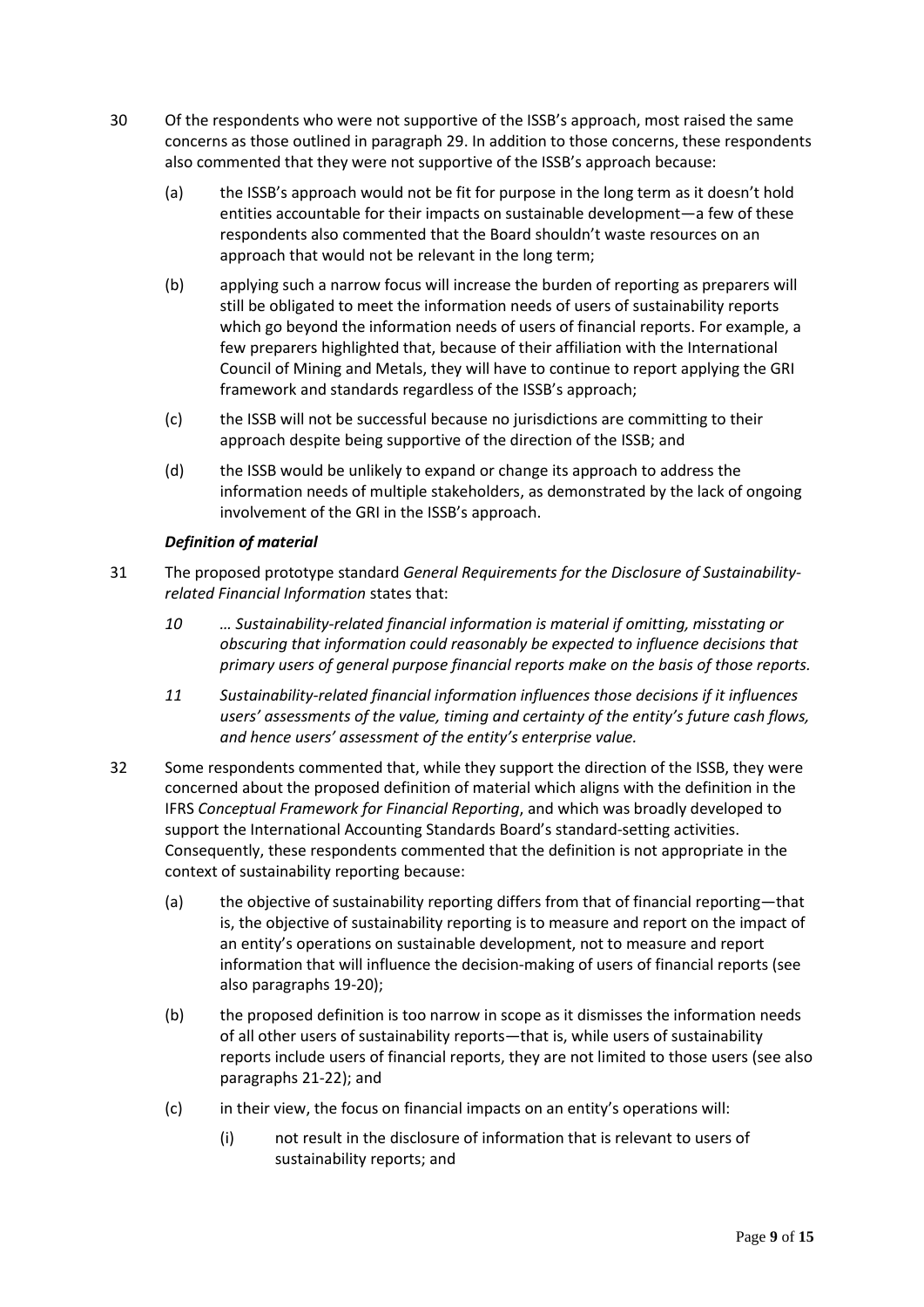30 Of the respondents who were not supportive of the ISSB's approach, most raised the same concerns as those outlined in paragraph 29. In addition to those concerns, these respondents also commented that they were not supportive of the ISSB's approach because:

(a) the ISSB's approach would not be fit for purpose in the long term as it doesn't hold entities accountable for their impacts on sustainable development—a few of these respondents also commented that the Board shouldn't waste resources on an approach that would not be relevant in the long term;

(b) applying such a narrow focus will increase the burden of reporting as preparers will still be obligated to meet the information needs of users of sustainability reports which go beyond the information needs of users of financial reports. For example, a few preparers highlighted that, because of their affiliation with the International Council of Mining and Metals, they will have to continue to report applying the GRI framework and standards regardless of the ISSB's approach;

(c) the ISSB will not be successful because no jurisdictions are committing to their approach despite being supportive of the direction of the ISSB; and

(d) the ISSB would be unlikely to expand or change its approach to address the information needs of multiple stakeholders, as demonstrated by the lack of ongoing involvement of the GRI in the ISSB's approach.

***Definition of material***

31 The proposed prototype standard *General Requirements for the Disclosure of Sustainability-related Financial Information* states that:

*10 … Sustainability-related financial information is material if omitting, misstating or obscuring that information could reasonably be expected to influence decisions that primary users of general purpose financial reports make on the basis of those reports.*

*11 Sustainability-related financial information influences those decisions if it influences users' assessments of the value, timing and certainty of the entity's future cash flows, and hence users' assessment of the entity's enterprise value.*

32 Some respondents commented that, while they support the direction of the ISSB, they were concerned about the proposed definition of material which aligns with the definition in the IFRS *Conceptual Framework for Financial Reporting*, and which was broadly developed to support the International Accounting Standards Board's standard-setting activities. Consequently, these respondents commented that the definition is not appropriate in the context of sustainability reporting because:

(a) the objective of sustainability reporting differs from that of financial reporting—that is, the objective of sustainability reporting is to measure and report on the impact of an entity's operations on sustainable development, not to measure and report information that will influence the decision-making of users of financial reports (see also paragraphs 19-20);

(b) the proposed definition is too narrow in scope as it dismisses the information needs of all other users of sustainability reports—that is, while users of sustainability reports include users of financial reports, they are not limited to those users (see also paragraphs 21-22); and

(c) in their view, the focus on financial impacts on an entity's operations will:

   (i) not result in the disclosure of information that is relevant to users of sustainability reports; and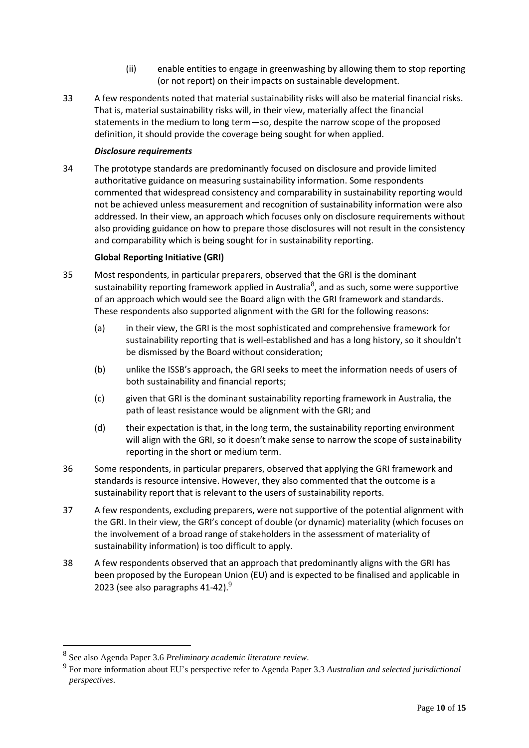(ii) enable entities to engage in greenwashing by allowing them to stop reporting (or not report) on their impacts on sustainable development.

33 A few respondents noted that material sustainability risks will also be material financial risks. That is, material sustainability risks will, in their view, materially affect the financial statements in the medium to long term—so, despite the narrow scope of the proposed definition, it should provide the coverage being sought for when applied.

***Disclosure requirements***

34 The prototype standards are predominantly focused on disclosure and provide limited authoritative guidance on measuring sustainability information. Some respondents commented that widespread consistency and comparability in sustainability reporting would not be achieved unless measurement and recognition of sustainability information were also addressed. In their view, an approach which focuses only on disclosure requirements without also providing guidance on how to prepare those disclosures will not result in the consistency and comparability which is being sought for in sustainability reporting.

**Global Reporting Initiative (GRI)**

35 Most respondents, in particular preparers, observed that the GRI is the dominant sustainability reporting framework applied in Australia[8], and as such, some were supportive of an approach which would see the Board align with the GRI framework and standards. These respondents also supported alignment with the GRI for the following reasons:

(a) in their view, the GRI is the most sophisticated and comprehensive framework for sustainability reporting that is well-established and has a long history, so it shouldn't be dismissed by the Board without consideration;

(b) unlike the ISSB's approach, the GRI seeks to meet the information needs of users of both sustainability and financial reports;

(c) given that GRI is the dominant sustainability reporting framework in Australia, the path of least resistance would be alignment with the GRI; and

(d) their expectation is that, in the long term, the sustainability reporting environment will align with the GRI, so it doesn't make sense to narrow the scope of sustainability reporting in the short or medium term.

36 Some respondents, in particular preparers, observed that applying the GRI framework and standards is resource intensive. However, they also commented that the outcome is a sustainability report that is relevant to the users of sustainability reports.

37 A few respondents, excluding preparers, were not supportive of the potential alignment with the GRI. In their view, the GRI's concept of double (or dynamic) materiality (which focuses on the involvement of a broad range of stakeholders in the assessment of materiality of sustainability information) is too difficult to apply.

38 A few respondents observed that an approach that predominantly aligns with the GRI has been proposed by the European Union (EU) and is expected to be finalised and applicable in 2023 (see also paragraphs 41-42).[9]

---

[8] See also Agenda Paper 3.6 *Preliminary academic literature review*.

[9] For more information about EU's perspective refer to Agenda Paper 3.3 *Australian and selected jurisdictional perspectives*.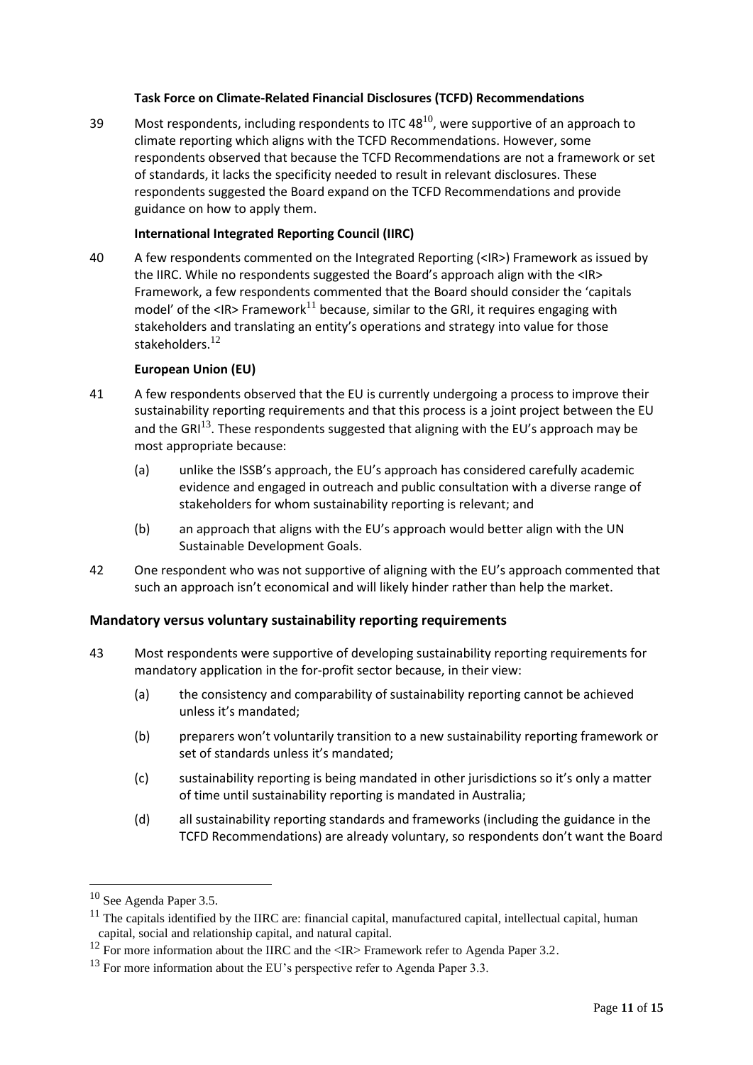**Task Force on Climate-Related Financial Disclosures (TCFD) Recommendations**

39 Most respondents, including respondents to ITC 48[10], were supportive of an approach to climate reporting which aligns with the TCFD Recommendations. However, some respondents observed that because the TCFD Recommendations are not a framework or set of standards, it lacks the specificity needed to result in relevant disclosures. These respondents suggested the Board expand on the TCFD Recommendations and provide guidance on how to apply them.

**International Integrated Reporting Council (IIRC)**

40 A few respondents commented on the Integrated Reporting (<IR>) Framework as issued by the IIRC. While no respondents suggested the Board's approach align with the <IR> Framework, a few respondents commented that the Board should consider the 'capitals model' of the <IR> Framework[11] because, similar to the GRI, it requires engaging with stakeholders and translating an entity's operations and strategy into value for those stakeholders.[12]

**European Union (EU)**

41 A few respondents observed that the EU is currently undergoing a process to improve their sustainability reporting requirements and that this process is a joint project between the EU and the GRI[13]. These respondents suggested that aligning with the EU's approach may be most appropriate because:

(a) unlike the ISSB's approach, the EU's approach has considered carefully academic evidence and engaged in outreach and public consultation with a diverse range of stakeholders for whom sustainability reporting is relevant; and

(b) an approach that aligns with the EU's approach would better align with the UN Sustainable Development Goals.

42 One respondent who was not supportive of aligning with the EU's approach commented that such an approach isn't economical and will likely hinder rather than help the market.

## Mandatory versus voluntary sustainability reporting requirements

43 Most respondents were supportive of developing sustainability reporting requirements for mandatory application in the for-profit sector because, in their view:

(a) the consistency and comparability of sustainability reporting cannot be achieved unless it's mandated;

(b) preparers won't voluntarily transition to a new sustainability reporting framework or set of standards unless it's mandated;

(c) sustainability reporting is being mandated in other jurisdictions so it's only a matter of time until sustainability reporting is mandated in Australia;

(d) all sustainability reporting standards and frameworks (including the guidance in the TCFD Recommendations) are already voluntary, so respondents don't want the Board

---

[10] See Agenda Paper 3.5.

[11] The capitals identified by the IIRC are: financial capital, manufactured capital, intellectual capital, human capital, social and relationship capital, and natural capital.

[12] For more information about the IIRC and the <IR> Framework refer to Agenda Paper 3.2.

[13] For more information about the EU's perspective refer to Agenda Paper 3.3.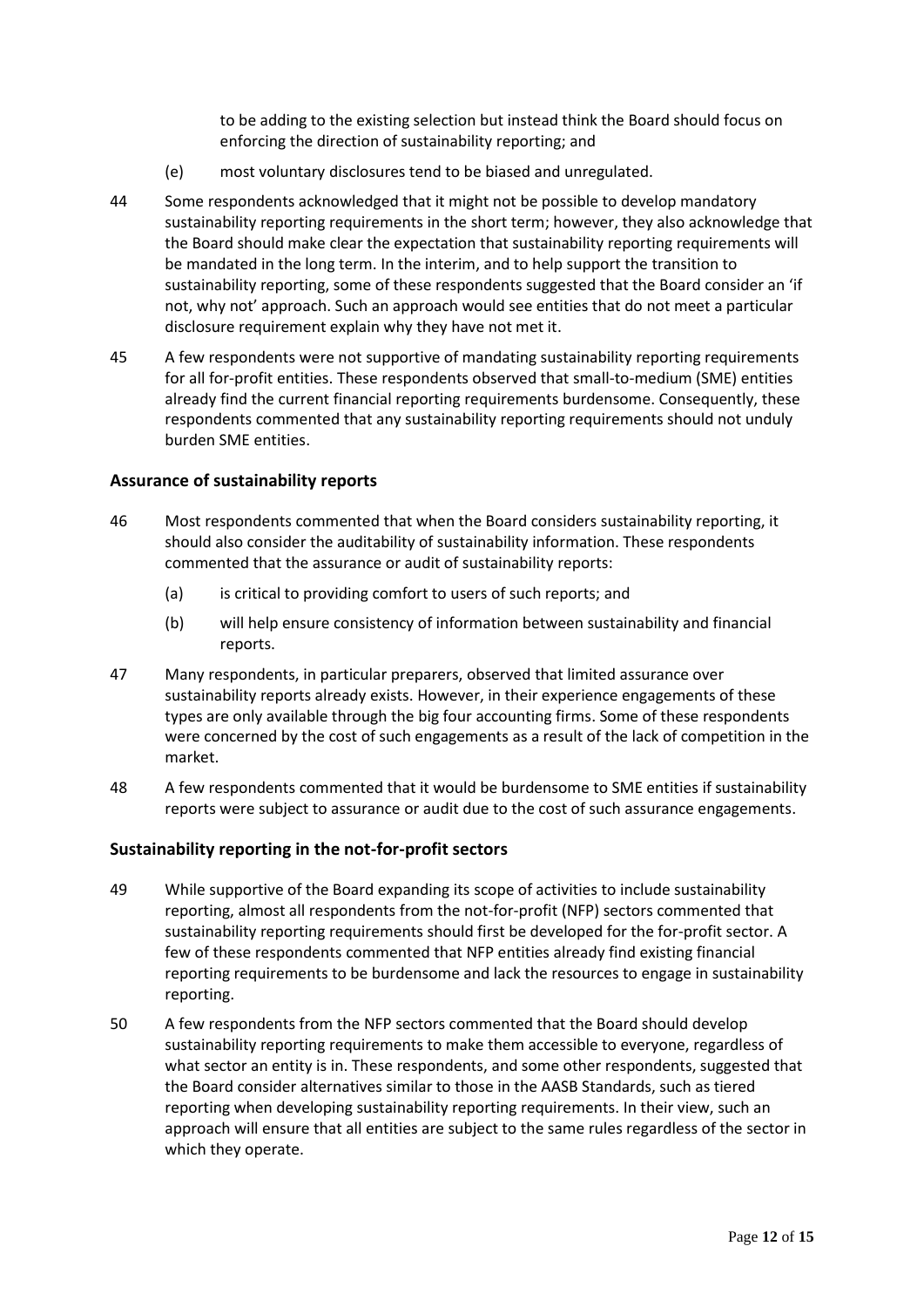to be adding to the existing selection but instead think the Board should focus on enforcing the direction of sustainability reporting; and

(e) most voluntary disclosures tend to be biased and unregulated.

44 Some respondents acknowledged that it might not be possible to develop mandatory sustainability reporting requirements in the short term; however, they also acknowledge that the Board should make clear the expectation that sustainability reporting requirements will be mandated in the long term. In the interim, and to help support the transition to sustainability reporting, some of these respondents suggested that the Board consider an 'if not, why not' approach. Such an approach would see entities that do not meet a particular disclosure requirement explain why they have not met it.

45 A few respondents were not supportive of mandating sustainability reporting requirements for all for-profit entities. These respondents observed that small-to-medium (SME) entities already find the current financial reporting requirements burdensome. Consequently, these respondents commented that any sustainability reporting requirements should not unduly burden SME entities.

### Assurance of sustainability reports

46 Most respondents commented that when the Board considers sustainability reporting, it should also consider the auditability of sustainability information. These respondents commented that the assurance or audit of sustainability reports:

(a) is critical to providing comfort to users of such reports; and

(b) will help ensure consistency of information between sustainability and financial reports.

47 Many respondents, in particular preparers, observed that limited assurance over sustainability reports already exists. However, in their experience engagements of these types are only available through the big four accounting firms. Some of these respondents were concerned by the cost of such engagements as a result of the lack of competition in the market.

48 A few respondents commented that it would be burdensome to SME entities if sustainability reports were subject to assurance or audit due to the cost of such assurance engagements.

### Sustainability reporting in the not-for-profit sectors

49 While supportive of the Board expanding its scope of activities to include sustainability reporting, almost all respondents from the not-for-profit (NFP) sectors commented that sustainability reporting requirements should first be developed for the for-profit sector. A few of these respondents commented that NFP entities already find existing financial reporting requirements to be burdensome and lack the resources to engage in sustainability reporting.

50 A few respondents from the NFP sectors commented that the Board should develop sustainability reporting requirements to make them accessible to everyone, regardless of what sector an entity is in. These respondents, and some other respondents, suggested that the Board consider alternatives similar to those in the AASB Standards, such as tiered reporting when developing sustainability reporting requirements. In their view, such an approach will ensure that all entities are subject to the same rules regardless of the sector in which they operate.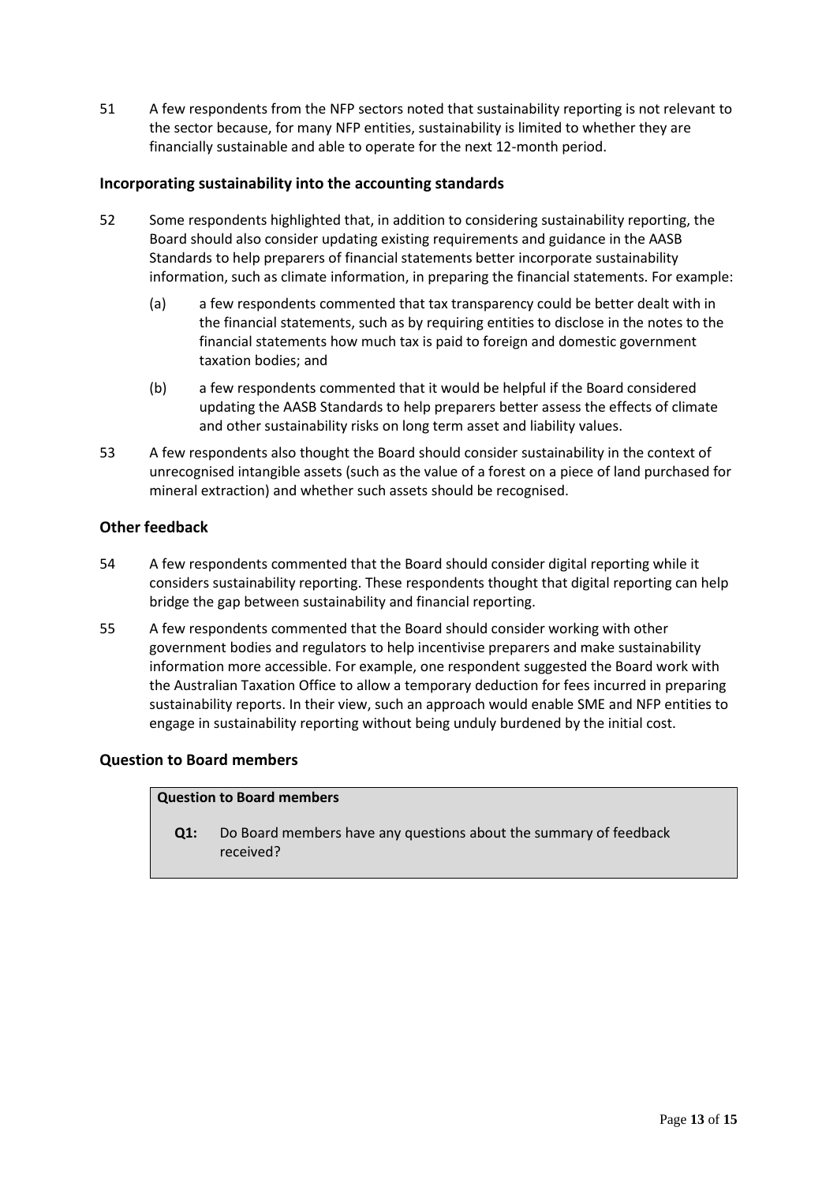51 A few respondents from the NFP sectors noted that sustainability reporting is not relevant to the sector because, for many NFP entities, sustainability is limited to whether they are financially sustainable and able to operate for the next 12-month period.

### Incorporating sustainability into the accounting standards

52 Some respondents highlighted that, in addition to considering sustainability reporting, the Board should also consider updating existing requirements and guidance in the AASB Standards to help preparers of financial statements better incorporate sustainability information, such as climate information, in preparing the financial statements. For example:

(a) a few respondents commented that tax transparency could be better dealt with in the financial statements, such as by requiring entities to disclose in the notes to the financial statements how much tax is paid to foreign and domestic government taxation bodies; and

(b) a few respondents commented that it would be helpful if the Board considered updating the AASB Standards to help preparers better assess the effects of climate and other sustainability risks on long term asset and liability values.

53 A few respondents also thought the Board should consider sustainability in the context of unrecognised intangible assets (such as the value of a forest on a piece of land purchased for mineral extraction) and whether such assets should be recognised.

### Other feedback

54 A few respondents commented that the Board should consider digital reporting while it considers sustainability reporting. These respondents thought that digital reporting can help bridge the gap between sustainability and financial reporting.

55 A few respondents commented that the Board should consider working with other government bodies and regulators to help incentivise preparers and make sustainability information more accessible. For example, one respondent suggested the Board work with the Australian Taxation Office to allow a temporary deduction for fees incurred in preparing sustainability reports. In their view, such an approach would enable SME and NFP entities to engage in sustainability reporting without being unduly burdened by the initial cost.

### Question to Board members

**Question to Board members**

**Q1:** Do Board members have any questions about the summary of feedback received?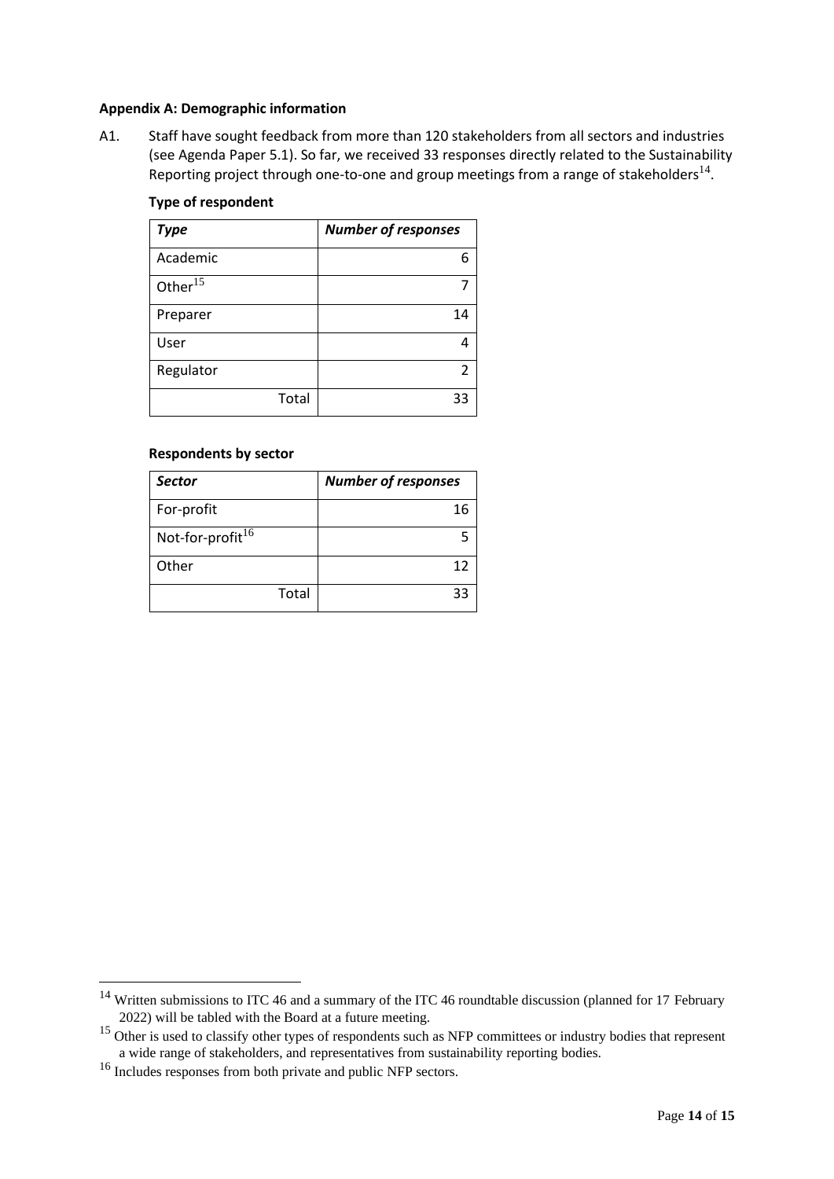**Appendix A: Demographic information**

A1. Staff have sought feedback from more than 120 stakeholders from all sectors and industries (see Agenda Paper 5.1). So far, we received 33 responses directly related to the Sustainability Reporting project through one-to-one and group meetings from a range of stakeholders[14].

**Type of respondent**

| *Type* | *Number of responses* |
|---|---|
| Academic | 6 |
| Other[15] | 7 |
| Preparer | 14 |
| User | 4 |
| Regulator | 2 |
| Total | 33 |

**Respondents by sector**

| *Sector* | *Number of responses* |
|---|---|
| For-profit | 16 |
| Not-for-profit[16] | 5 |
| Other | 12 |
| Total | 33 |

---

[14] Written submissions to ITC 46 and a summary of the ITC 46 roundtable discussion (planned for 17 February 2022) will be tabled with the Board at a future meeting.

[15] Other is used to classify other types of respondents such as NFP committees or industry bodies that represent a wide range of stakeholders, and representatives from sustainability reporting bodies.

[16] Includes responses from both private and public NFP sectors.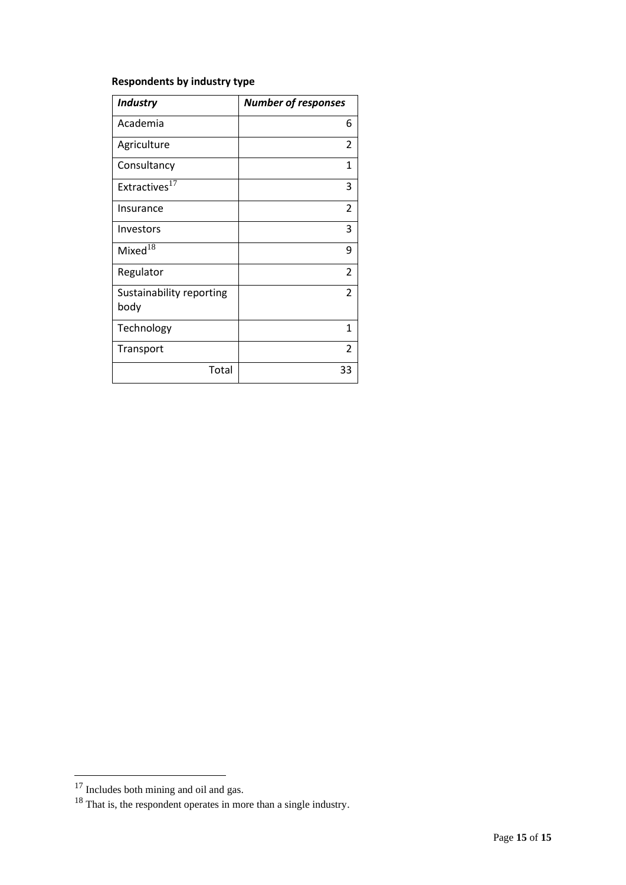**Respondents by industry type**

| *Industry* | *Number of responses* |
|---|---|
| Academia | 6 |
| Agriculture | 2 |
| Consultancy | 1 |
| Extractives[17] | 3 |
| Insurance | 2 |
| Investors | 3 |
| Mixed[18] | 9 |
| Regulator | 2 |
| Sustainability reporting body | 2 |
| Technology | 1 |
| Transport | 2 |
| Total | 33 |

[17] Includes both mining and oil and gas.

[18] That is, the respondent operates in more than a single industry.